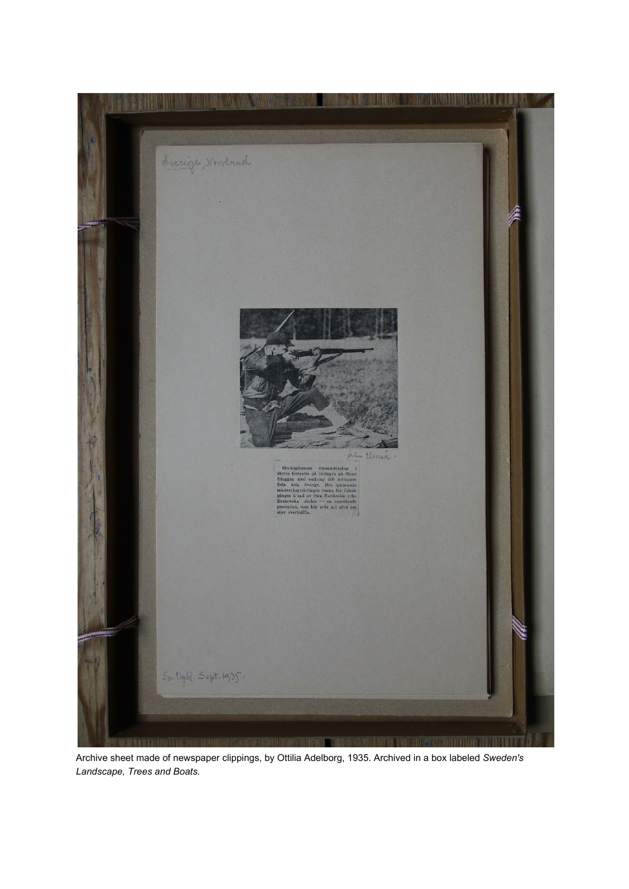Archive sheet made of newspaper clippings, by Ottilia Adelborg, 1935. Archived in a box labeled *Sweden's Landscape, Trees and Boats.*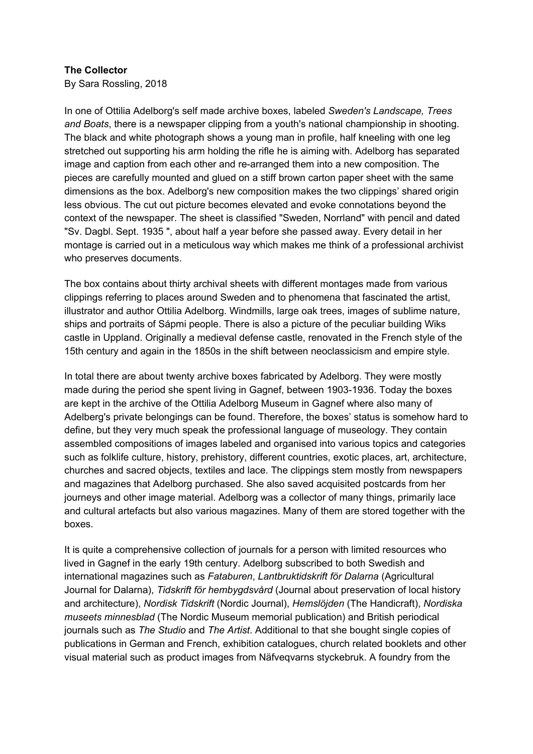**The Collector**

By Sara Rossling, 2018

In one of Ottilia Adelborg's self made archive boxes, labeled *Sweden's Landscape, Trees and Boats*, there is a newspaper clipping from a youth's national championship in shooting. The black and white photograph shows a young man in profile, half kneeling with one leg stretched out supporting his arm holding the rifle he is aiming with. Adelborg has separated image and caption from each other and re-arranged them into a new composition. The pieces are carefully mounted and glued on a stiff brown carton paper sheet with the same dimensions as the box. Adelborg's new composition makes the two clippings' shared origin less obvious. The cut out picture becomes elevated and evoke connotations beyond the context of the newspaper. The sheet is classified "Sweden, Norrland" with pencil and dated "Sv. Dagbl. Sept. 1935 ", about half a year before she passed away. Every detail in her montage is carried out in a meticulous way which makes me think of a professional archivist who preserves documents.

The box contains about thirty archival sheets with different montages made from various clippings referring to places around Sweden and to phenomena that fascinated the artist, illustrator and author Ottilia Adelborg. Windmills, large oak trees, images of sublime nature, ships and portraits of Sápmi people. There is also a picture of the peculiar building Wiks castle in Uppland. Originally a medieval defense castle, renovated in the French style of the 15th century and again in the 1850s in the shift between neoclassicism and empire style.

In total there are about twenty archive boxes fabricated by Adelborg. They were mostly made during the period she spent living in Gagnef, between 1903-1936. Today the boxes are kept in the archive of the Ottilia Adelborg Museum in Gagnef where also many of Adelberg's private belongings can be found. Therefore, the boxes' status is somehow hard to define, but they very much speak the professional language of museology. They contain assembled compositions of images labeled and organised into various topics and categories such as folklife culture, history, prehistory, different countries, exotic places, art, architecture, churches and sacred objects, textiles and lace. The clippings stem mostly from newspapers and magazines that Adelborg purchased. She also saved acquisited postcards from her journeys and other image material. Adelborg was a collector of many things, primarily lace and cultural artefacts but also various magazines. Many of them are stored together with the boxes.

It is quite a comprehensive collection of journals for a person with limited resources who lived in Gagnef in the early 19th century. Adelborg subscribed to both Swedish and international magazines such as *Fataburen*, *Lantbruktidskrift för Dalarna* (Agricultural Journal for Dalarna), *Tidskrift för hembygdsvård* (Journal about preservation of local history and architecture), *Nordisk Tidskrift* (Nordic Journal), *Hemslöjden* (The Handicraft), *Nordiska museets minnesblad* (The Nordic Museum memorial publication) and British periodical journals such as *The Studio* and *The Artist*. Additional to that she bought single copies of publications in German and French, exhibition catalogues, church related booklets and other visual material such as product images from Näfveqvarns styckebruk. A foundry from the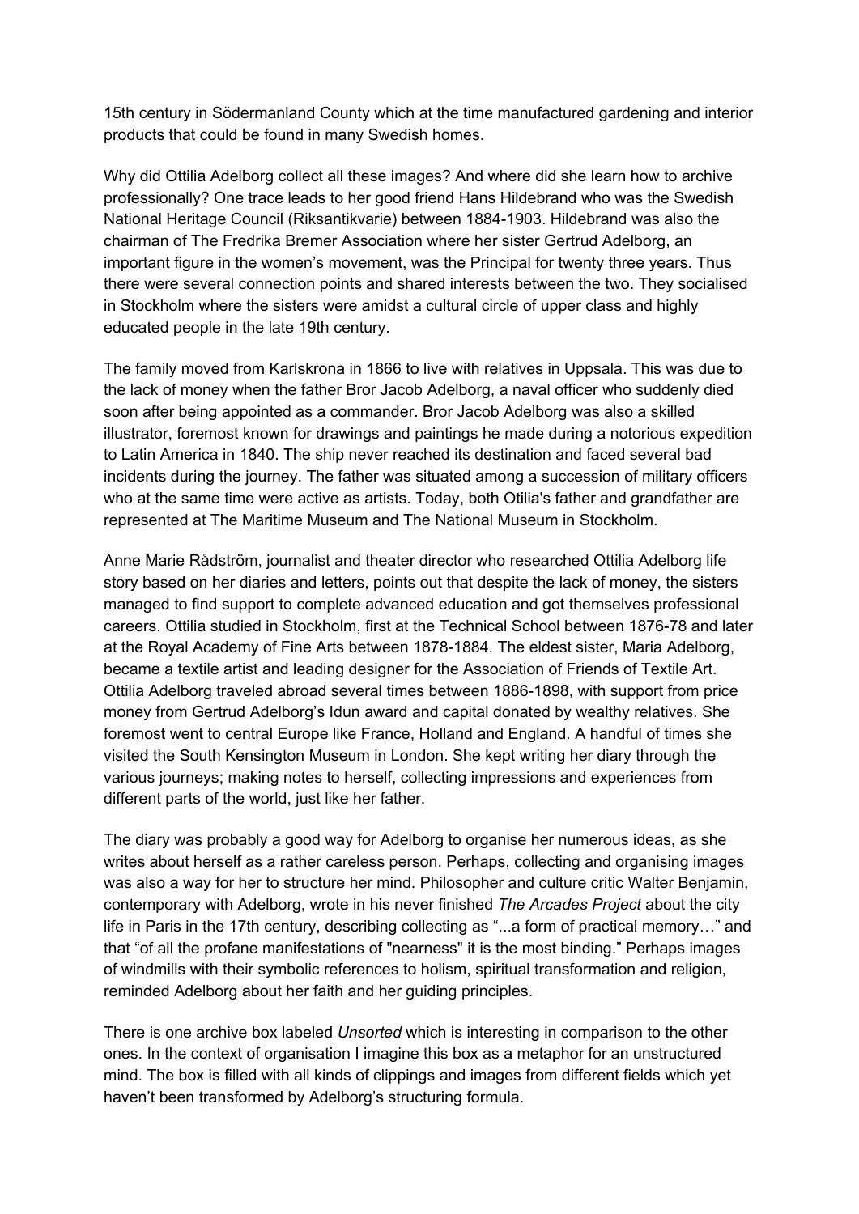15th century in Södermanland County which at the time manufactured gardening and interior products that could be found in many Swedish homes.

Why did Ottilia Adelborg collect all these images? And where did she learn how to archive professionally? One trace leads to her good friend Hans Hildebrand who was the Swedish National Heritage Council (Riksantikvarie) between 1884-1903. Hildebrand was also the chairman of The Fredrika Bremer Association where her sister Gertrud Adelborg, an important figure in the women's movement, was the Principal for twenty three years. Thus there were several connection points and shared interests between the two. They socialised in Stockholm where the sisters were amidst a cultural circle of upper class and highly educated people in the late 19th century.

The family moved from Karlskrona in 1866 to live with relatives in Uppsala. This was due to the lack of money when the father Bror Jacob Adelborg, a naval officer who suddenly died soon after being appointed as a commander. Bror Jacob Adelborg was also a skilled illustrator, foremost known for drawings and paintings he made during a notorious expedition to Latin America in 1840. The ship never reached its destination and faced several bad incidents during the journey. The father was situated among a succession of military officers who at the same time were active as artists. Today, both Otilia's father and grandfather are represented at The Maritime Museum and The National Museum in Stockholm.

Anne Marie Rådström, journalist and theater director who researched Ottilia Adelborg life story based on her diaries and letters, points out that despite the lack of money, the sisters managed to find support to complete advanced education and got themselves professional careers. Ottilia studied in Stockholm, first at the Technical School between 1876-78 and later at the Royal Academy of Fine Arts between 1878-1884. The eldest sister, Maria Adelborg, became a textile artist and leading designer for the Association of Friends of Textile Art. Ottilia Adelborg traveled abroad several times between 1886-1898, with support from price money from Gertrud Adelborg's Idun award and capital donated by wealthy relatives. She foremost went to central Europe like France, Holland and England. A handful of times she visited the South Kensington Museum in London. She kept writing her diary through the various journeys; making notes to herself, collecting impressions and experiences from different parts of the world, just like her father.

The diary was probably a good way for Adelborg to organise her numerous ideas, as she writes about herself as a rather careless person. Perhaps, collecting and organising images was also a way for her to structure her mind. Philosopher and culture critic Walter Benjamin, contemporary with Adelborg, wrote in his never finished *The Arcades Project* about the city life in Paris in the 17th century, describing collecting as "...a form of practical memory…" and that "of all the profane manifestations of "nearness" it is the most binding." Perhaps images of windmills with their symbolic references to holism, spiritual transformation and religion, reminded Adelborg about her faith and her guiding principles.

There is one archive box labeled *Unsorted* which is interesting in comparison to the other ones. In the context of organisation I imagine this box as a metaphor for an unstructured mind. The box is filled with all kinds of clippings and images from different fields which yet haven't been transformed by Adelborg's structuring formula.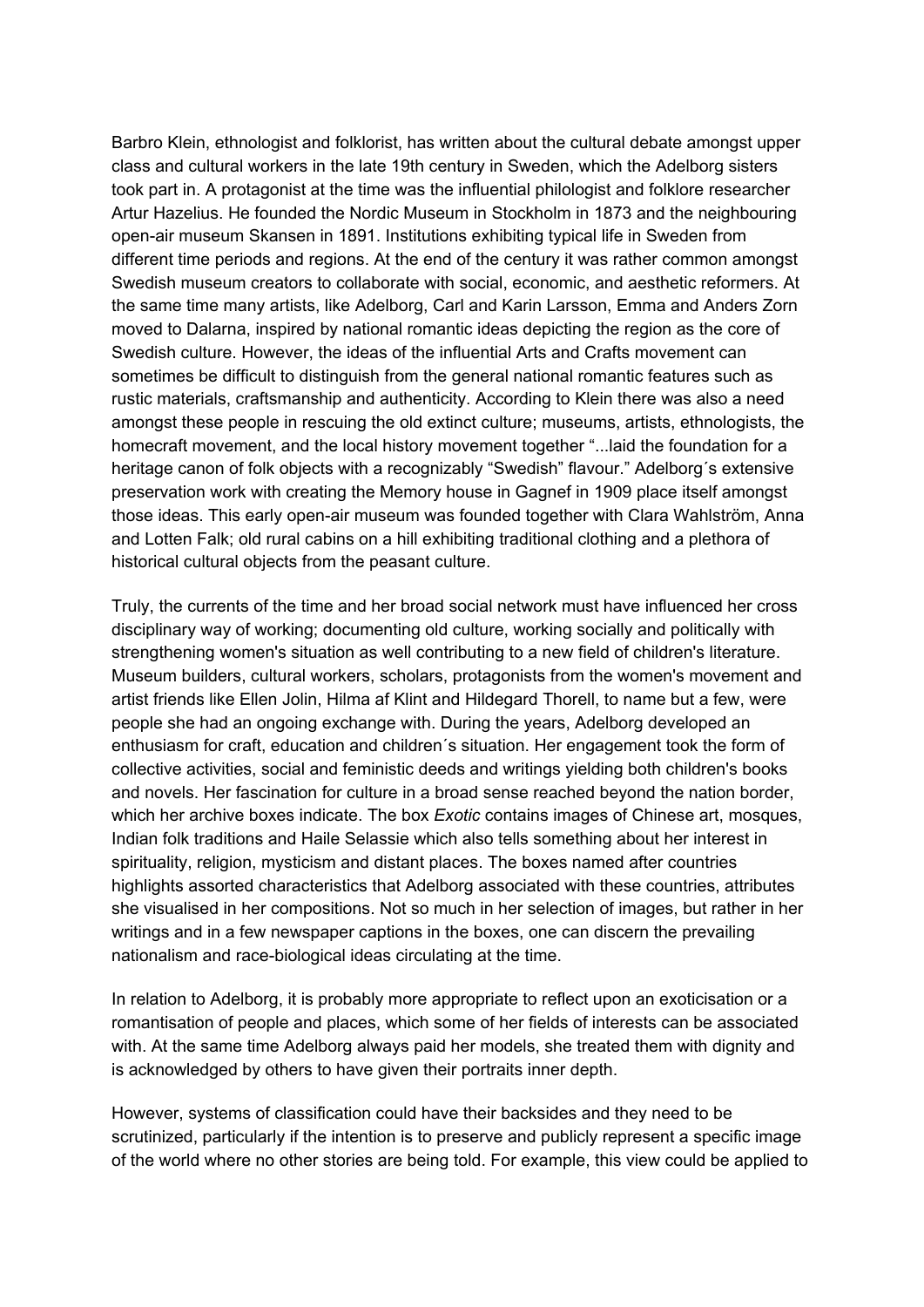Barbro Klein, ethnologist and folklorist, has written about the cultural debate amongst upper class and cultural workers in the late 19th century in Sweden, which the Adelborg sisters took part in. A protagonist at the time was the influential philologist and folklore researcher Artur Hazelius. He founded the Nordic Museum in Stockholm in 1873 and the neighbouring open-air museum Skansen in 1891. Institutions exhibiting typical life in Sweden from different time periods and regions. At the end of the century it was rather common amongst Swedish museum creators to collaborate with social, economic, and aesthetic reformers. At the same time many artists, like Adelborg, Carl and Karin Larsson, Emma and Anders Zorn moved to Dalarna, inspired by national romantic ideas depicting the region as the core of Swedish culture. However, the ideas of the influential Arts and Crafts movement can sometimes be difficult to distinguish from the general national romantic features such as rustic materials, craftsmanship and authenticity. According to Klein there was also a need amongst these people in rescuing the old extinct culture; museums, artists, ethnologists, the homecraft movement, and the local history movement together "...laid the foundation for a heritage canon of folk objects with a recognizably "Swedish" flavour." Adelborg´s extensive preservation work with creating the Memory house in Gagnef in 1909 place itself amongst those ideas. This early open-air museum was founded together with Clara Wahlström, Anna and Lotten Falk; old rural cabins on a hill exhibiting traditional clothing and a plethora of historical cultural objects from the peasant culture.

Truly, the currents of the time and her broad social network must have influenced her cross disciplinary way of working; documenting old culture, working socially and politically with strengthening women's situation as well contributing to a new field of children's literature. Museum builders, cultural workers, scholars, protagonists from the women's movement and artist friends like Ellen Jolin, Hilma af Klint and Hildegard Thorell, to name but a few, were people she had an ongoing exchange with. During the years, Adelborg developed an enthusiasm for craft, education and children´s situation. Her engagement took the form of collective activities, social and feministic deeds and writings yielding both children's books and novels. Her fascination for culture in a broad sense reached beyond the nation border, which her archive boxes indicate. The box *Exotic* contains images of Chinese art, mosques, Indian folk traditions and Haile Selassie which also tells something about her interest in spirituality, religion, mysticism and distant places. The boxes named after countries highlights assorted characteristics that Adelborg associated with these countries, attributes she visualised in her compositions. Not so much in her selection of images, but rather in her writings and in a few newspaper captions in the boxes, one can discern the prevailing nationalism and race-biological ideas circulating at the time.

In relation to Adelborg, it is probably more appropriate to reflect upon an exoticisation or a romantisation of people and places, which some of her fields of interests can be associated with. At the same time Adelborg always paid her models, she treated them with dignity and is acknowledged by others to have given their portraits inner depth.

However, systems of classification could have their backsides and they need to be scrutinized, particularly if the intention is to preserve and publicly represent a specific image of the world where no other stories are being told. For example, this view could be applied to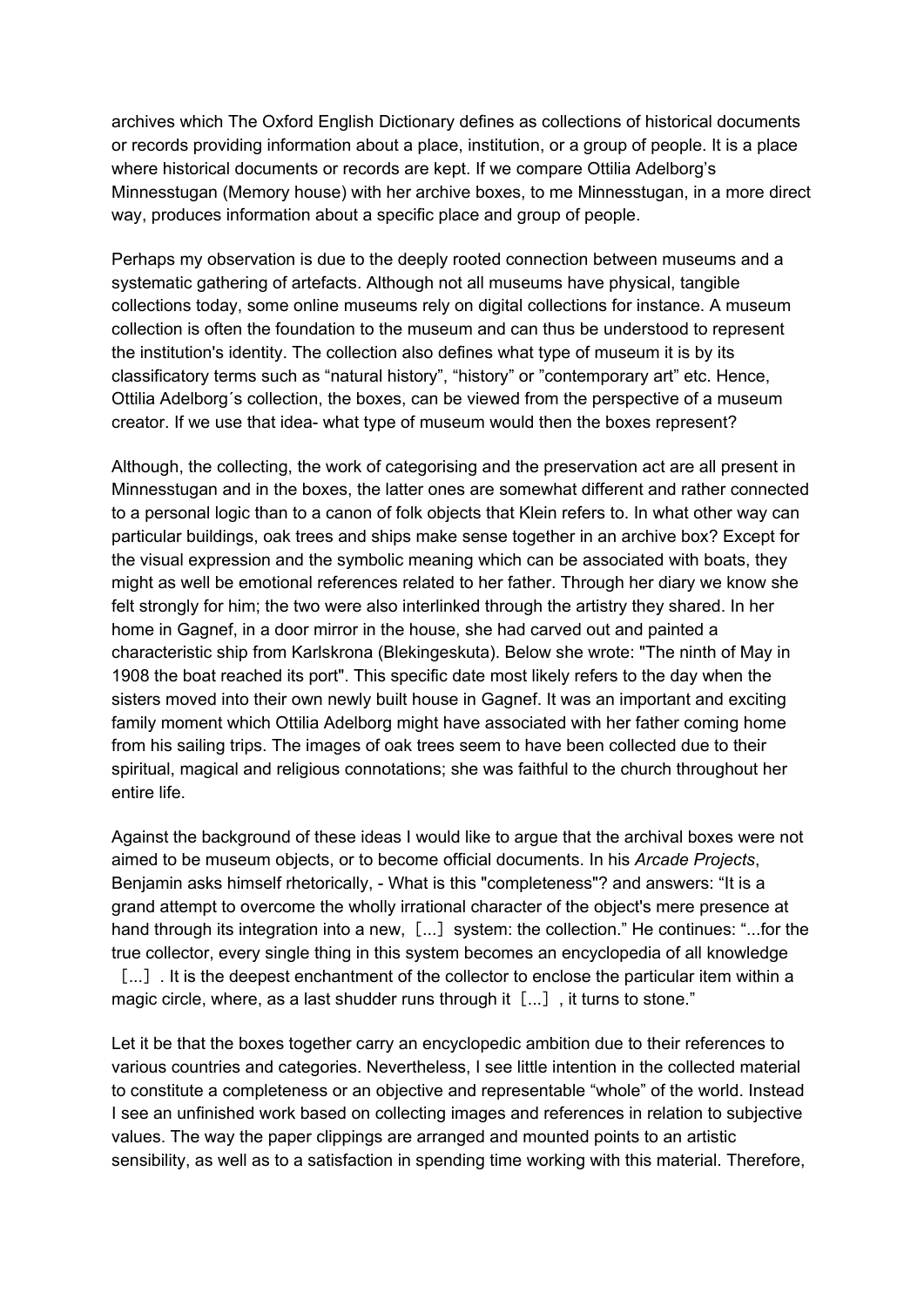archives which The Oxford English Dictionary defines as collections of historical documents or records providing information about a place, institution, or a group of people. It is a place where historical documents or records are kept. If we compare Ottilia Adelborg's Minnesstugan (Memory house) with her archive boxes, to me Minnesstugan, in a more direct way, produces information about a specific place and group of people.

Perhaps my observation is due to the deeply rooted connection between museums and a systematic gathering of artefacts. Although not all museums have physical, tangible collections today, some online museums rely on digital collections for instance. A museum collection is often the foundation to the museum and can thus be understood to represent the institution's identity. The collection also defines what type of museum it is by its classificatory terms such as "natural history", "history" or "contemporary art" etc. Hence, Ottilia Adelborg´s collection, the boxes, can be viewed from the perspective of a museum creator. If we use that idea- what type of museum would then the boxes represent?

Although, the collecting, the work of categorising and the preservation act are all present in Minnesstugan and in the boxes, the latter ones are somewhat different and rather connected to a personal logic than to a canon of folk objects that Klein refers to. In what other way can particular buildings, oak trees and ships make sense together in an archive box? Except for the visual expression and the symbolic meaning which can be associated with boats, they might as well be emotional references related to her father. Through her diary we know she felt strongly for him; the two were also interlinked through the artistry they shared. In her home in Gagnef, in a door mirror in the house, she had carved out and painted a characteristic ship from Karlskrona (Blekingeskuta). Below she wrote: "The ninth of May in 1908 the boat reached its port". This specific date most likely refers to the day when the sisters moved into their own newly built house in Gagnef. It was an important and exciting family moment which Ottilia Adelborg might have associated with her father coming home from his sailing trips. The images of oak trees seem to have been collected due to their spiritual, magical and religious connotations; she was faithful to the church throughout her entire life.

Against the background of these ideas I would like to argue that the archival boxes were not aimed to be museum objects, or to become official documents. In his *Arcade Projects*, Benjamin asks himself rhetorically, - What is this "completeness"? and answers: "It is a grand attempt to overcome the wholly irrational character of the object's mere presence at hand through its integration into a new, [...] system: the collection." He continues: "...for the true collector, every single thing in this system becomes an encyclopedia of all knowledge [...] . It is the deepest enchantment of the collector to enclose the particular item within a magic circle, where, as a last shudder runs through it [...] , it turns to stone."

Let it be that the boxes together carry an encyclopedic ambition due to their references to various countries and categories. Nevertheless, I see little intention in the collected material to constitute a completeness or an objective and representable "whole" of the world. Instead I see an unfinished work based on collecting images and references in relation to subjective values. The way the paper clippings are arranged and mounted points to an artistic sensibility, as well as to a satisfaction in spending time working with this material. Therefore,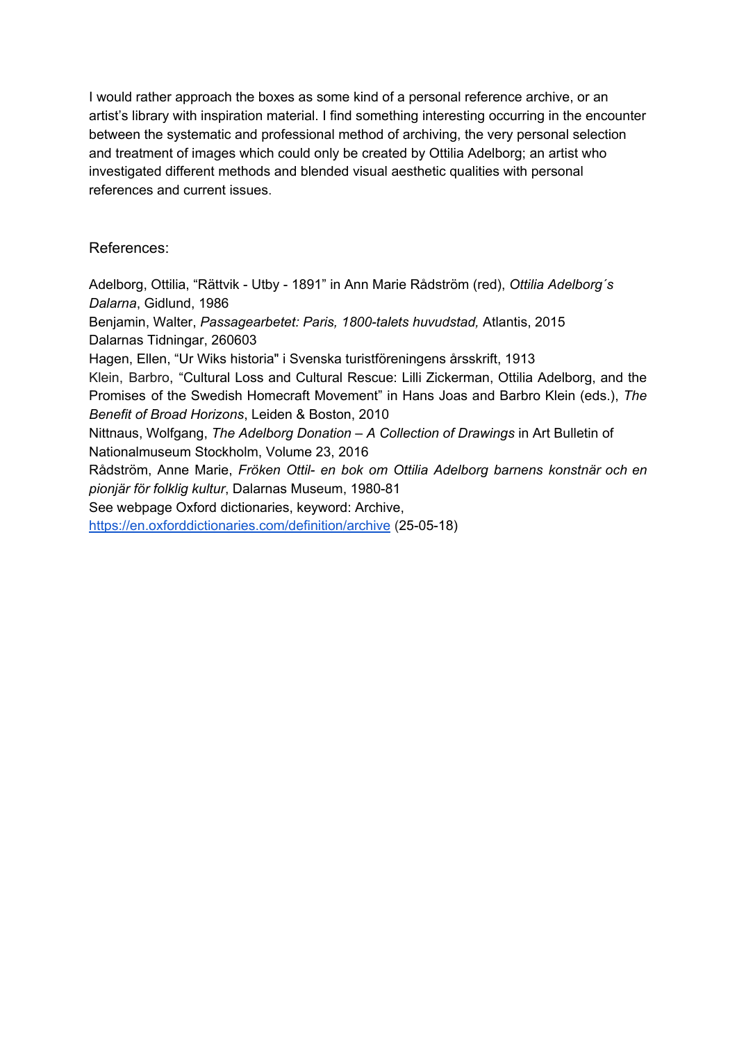I would rather approach the boxes as some kind of a personal reference archive, or an artist's library with inspiration material. I find something interesting occurring in the encounter between the systematic and professional method of archiving, the very personal selection and treatment of images which could only be created by Ottilia Adelborg; an artist who investigated different methods and blended visual aesthetic qualities with personal references and current issues.

## References:

Adelborg, Ottilia, "Rättvik - Utby - 1891" in Ann Marie Rådström (red), *Ottilia Adelborg´s Dalarna*, Gidlund, 1986

Benjamin, Walter, *Passagearbetet: Paris, 1800-talets huvudstad,* Atlantis, 2015

Dalarnas Tidningar, 260603

Hagen, Ellen, "Ur Wiks historia" i Svenska turistföreningens årsskrift, 1913

Klein, Barbro, "Cultural Loss and Cultural Rescue: Lilli Zickerman, Ottilia Adelborg, and the Promises of the Swedish Homecraft Movement" in Hans Joas and Barbro Klein (eds.), *The Benefit of Broad Horizons*, Leiden & Boston, 2010

Nittnaus, Wolfgang, *The Adelborg Donation – A Collection of Drawings* in Art Bulletin of Nationalmuseum Stockholm, Volume 23, 2016

Rådström, Anne Marie, *Fröken Ottil- en bok om Ottilia Adelborg barnens konstnär och en pionjär för folklig kultur*, Dalarnas Museum, 1980-81

See webpage Oxford dictionaries, keyword: Archive, https://en.oxforddictionaries.com/definition/archive (25-05-18)